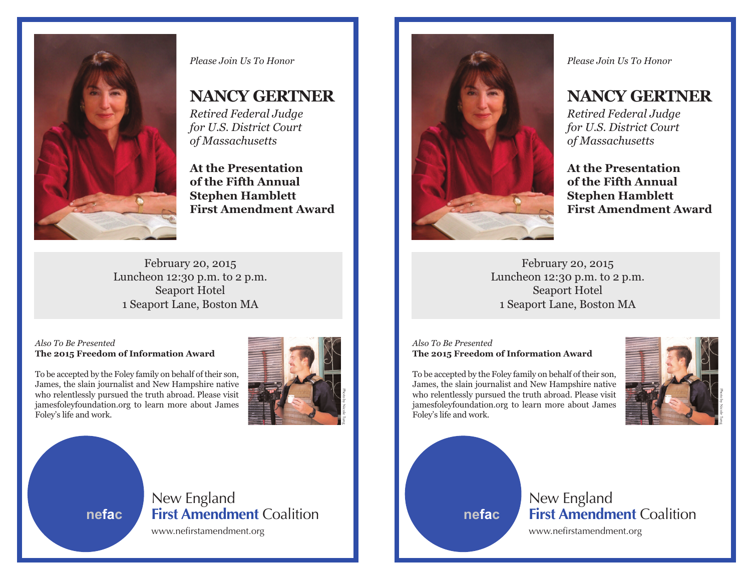*Please Join Us To Honor*

# NANCY GERTNER

*Retired Federal Judge for U.S. District Court of Massachusetts*

**At the Presentation of the Fifth Annual Stephen Hamblett First Amendment Award**

February 20, 2015
Luncheon 12:30 p.m. to 2 p.m.
Seaport Hotel
1 Seaport Lane, Boston MA

*Also To Be Presented*
**The 2015 Freedom of Information Award**

To be accepted by the Foley family on behalf of their son, James, the slain journalist and New Hampshire native who relentlessly pursued the truth abroad. Please visit jamesfoleyfoundation.org to learn more about James Foley's life and work.

Photo by Nicole Tung

nefac

New England **First Amendment** Coalition

www.nefirstamendment.org

---

*Please Join Us To Honor*

# NANCY GERTNER

*Retired Federal Judge for U.S. District Court of Massachusetts*

**At the Presentation of the Fifth Annual Stephen Hamblett First Amendment Award**

February 20, 2015
Luncheon 12:30 p.m. to 2 p.m.
Seaport Hotel
1 Seaport Lane, Boston MA

*Also To Be Presented*
**The 2015 Freedom of Information Award**

To be accepted by the Foley family on behalf of their son, James, the slain journalist and New Hampshire native who relentlessly pursued the truth abroad. Please visit jamesfoleyfoundation.org to learn more about James Foley's life and work.

Photo by Nicole Tung

nefac

New England **First Amendment** Coalition

www.nefirstamendment.org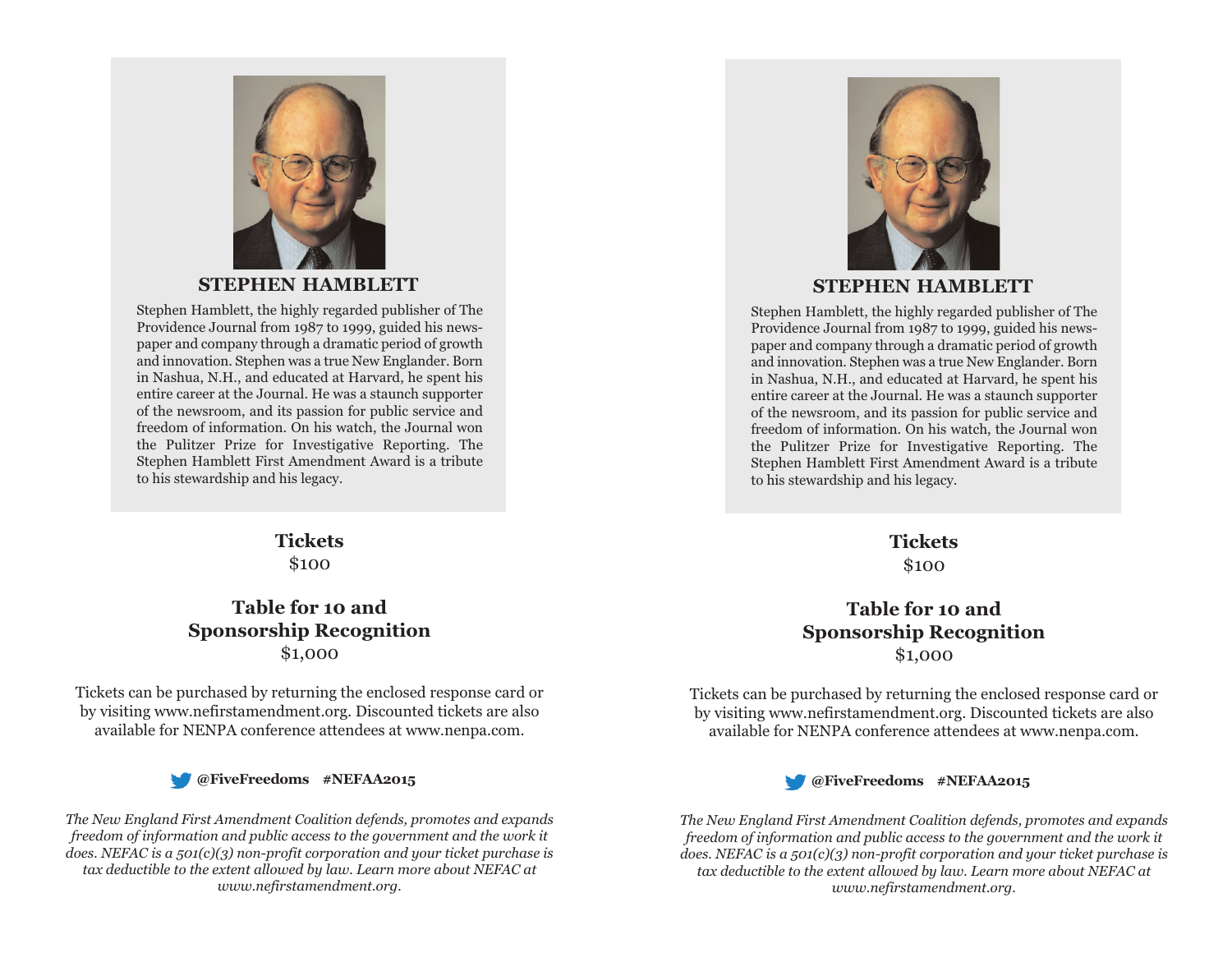## STEPHEN HAMBLETT

Stephen Hamblett, the highly regarded publisher of The Providence Journal from 1987 to 1999, guided his newspaper and company through a dramatic period of growth and innovation. Stephen was a true New Englander. Born in Nashua, N.H., and educated at Harvard, he spent his entire career at the Journal. He was a staunch supporter of the newsroom, and its passion for public service and freedom of information. On his watch, the Journal won the Pulitzer Prize for Investigative Reporting. The Stephen Hamblett First Amendment Award is a tribute to his stewardship and his legacy.

**Tickets**
$100

**Table for 10 and Sponsorship Recognition**
$1,000

Tickets can be purchased by returning the enclosed response card or by visiting www.nefirstamendment.org. Discounted tickets are also available for NENPA conference attendees at www.nenpa.com.

**@FiveFreedoms #NEFAA2015**

*The New England First Amendment Coalition defends, promotes and expands freedom of information and public access to the government and the work it does. NEFAC is a 501(c)(3) non-profit corporation and your ticket purchase is tax deductible to the extent allowed by law. Learn more about NEFAC at www.nefirstamendment.org.*

## STEPHEN HAMBLETT

Stephen Hamblett, the highly regarded publisher of The Providence Journal from 1987 to 1999, guided his newspaper and company through a dramatic period of growth and innovation. Stephen was a true New Englander. Born in Nashua, N.H., and educated at Harvard, he spent his entire career at the Journal. He was a staunch supporter of the newsroom, and its passion for public service and freedom of information. On his watch, the Journal won the Pulitzer Prize for Investigative Reporting. The Stephen Hamblett First Amendment Award is a tribute to his stewardship and his legacy.

**Tickets**
$100

**Table for 10 and Sponsorship Recognition**
$1,000

Tickets can be purchased by returning the enclosed response card or by visiting www.nefirstamendment.org. Discounted tickets are also available for NENPA conference attendees at www.nenpa.com.

**@FiveFreedoms #NEFAA2015**

*The New England First Amendment Coalition defends, promotes and expands freedom of information and public access to the government and the work it does. NEFAC is a 501(c)(3) non-profit corporation and your ticket purchase is tax deductible to the extent allowed by law. Learn more about NEFAC at www.nefirstamendment.org.*